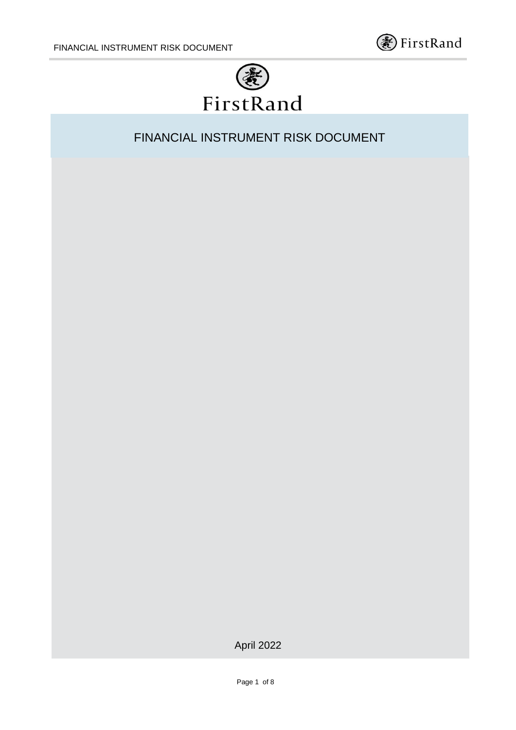FirstRand

# FINANCIAL INSTRUMENT RISK DOCUMENT

April 2022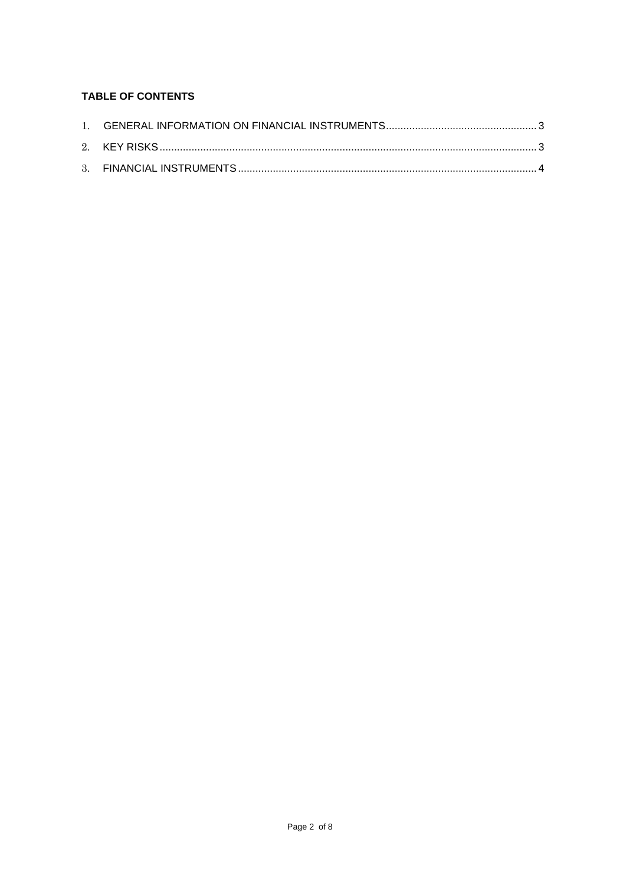**TABLE OF CONTENTS**

1. GENERAL INFORMATION ON FINANCIAL INSTRUMENTS .................................................... 3
2. KEY RISKS ............................................................................................................................ 3
3. FINANCIAL INSTRUMENTS ................................................................................................ 4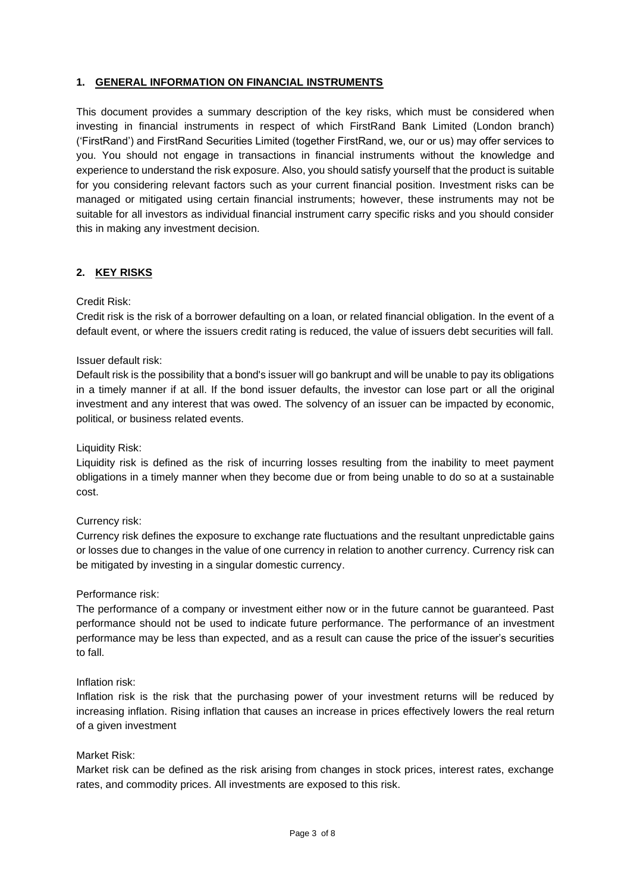## 1. GENERAL INFORMATION ON FINANCIAL INSTRUMENTS

This document provides a summary description of the key risks, which must be considered when investing in financial instruments in respect of which FirstRand Bank Limited (London branch) ('FirstRand') and FirstRand Securities Limited (together FirstRand, we, our or us) may offer services to you. You should not engage in transactions in financial instruments without the knowledge and experience to understand the risk exposure. Also, you should satisfy yourself that the product is suitable for you considering relevant factors such as your current financial position. Investment risks can be managed or mitigated using certain financial instruments; however, these instruments may not be suitable for all investors as individual financial instrument carry specific risks and you should consider this in making any investment decision.

## 2. KEY RISKS

Credit Risk:
Credit risk is the risk of a borrower defaulting on a loan, or related financial obligation. In the event of a default event, or where the issuers credit rating is reduced, the value of issuers debt securities will fall.

Issuer default risk:
Default risk is the possibility that a bond's issuer will go bankrupt and will be unable to pay its obligations in a timely manner if at all. If the bond issuer defaults, the investor can lose part or all the original investment and any interest that was owed. The solvency of an issuer can be impacted by economic, political, or business related events.

Liquidity Risk:
Liquidity risk is defined as the risk of incurring losses resulting from the inability to meet payment obligations in a timely manner when they become due or from being unable to do so at a sustainable cost.

Currency risk:
Currency risk defines the exposure to exchange rate fluctuations and the resultant unpredictable gains or losses due to changes in the value of one currency in relation to another currency. Currency risk can be mitigated by investing in a singular domestic currency.

Performance risk:
The performance of a company or investment either now or in the future cannot be guaranteed. Past performance should not be used to indicate future performance. The performance of an investment performance may be less than expected, and as a result can cause the price of the issuer's securities to fall.

Inflation risk:
Inflation risk is the risk that the purchasing power of your investment returns will be reduced by increasing inflation. Rising inflation that causes an increase in prices effectively lowers the real return of a given investment

Market Risk:
Market risk can be defined as the risk arising from changes in stock prices, interest rates, exchange rates, and commodity prices. All investments are exposed to this risk.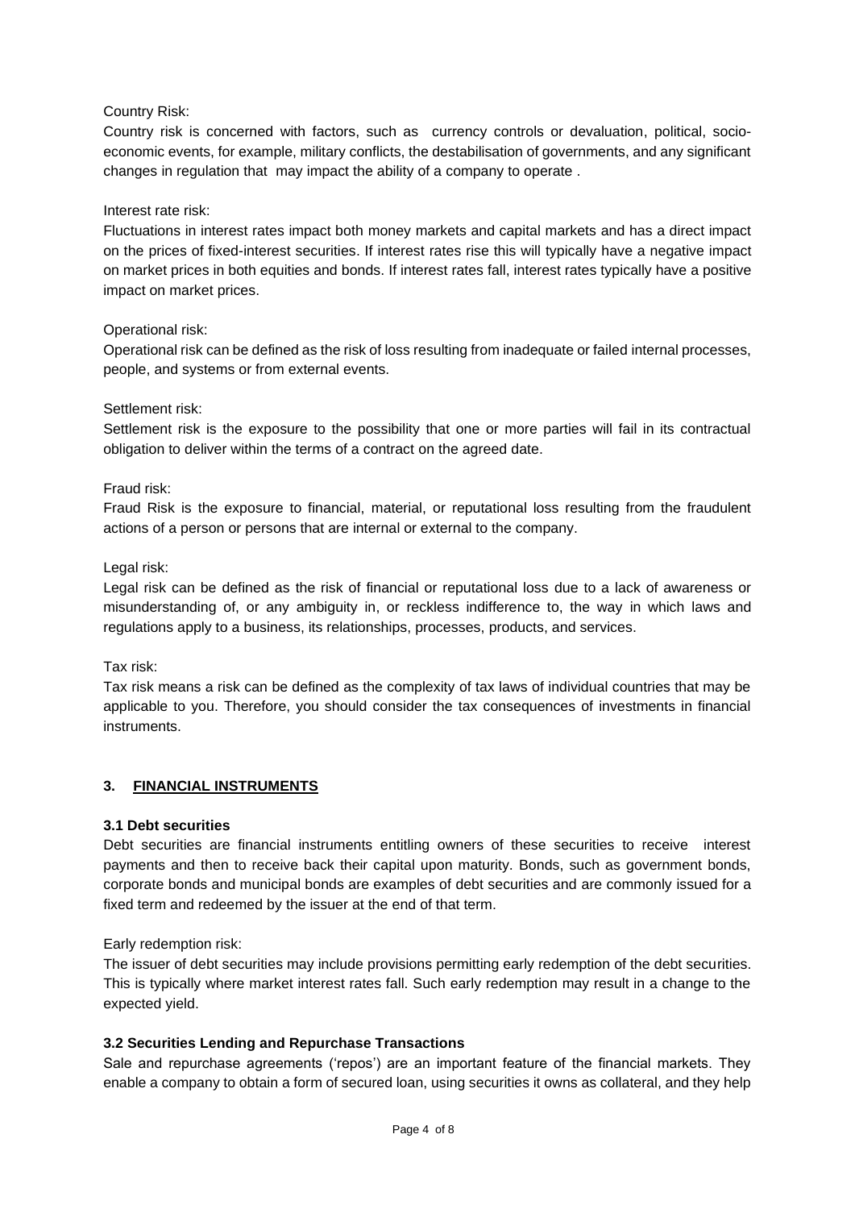Country Risk:

Country risk is concerned with factors, such as currency controls or devaluation, political, socio-economic events, for example, military conflicts, the destabilisation of governments, and any significant changes in regulation that may impact the ability of a company to operate .

Interest rate risk:

Fluctuations in interest rates impact both money markets and capital markets and has a direct impact on the prices of fixed-interest securities. If interest rates rise this will typically have a negative impact on market prices in both equities and bonds. If interest rates fall, interest rates typically have a positive impact on market prices.

Operational risk:

Operational risk can be defined as the risk of loss resulting from inadequate or failed internal processes, people, and systems or from external events.

Settlement risk:

Settlement risk is the exposure to the possibility that one or more parties will fail in its contractual obligation to deliver within the terms of a contract on the agreed date.

Fraud risk:

Fraud Risk is the exposure to financial, material, or reputational loss resulting from the fraudulent actions of a person or persons that are internal or external to the company.

Legal risk:

Legal risk can be defined as the risk of financial or reputational loss due to a lack of awareness or misunderstanding of, or any ambiguity in, or reckless indifference to, the way in which laws and regulations apply to a business, its relationships, processes, products, and services.

Tax risk:

Tax risk means a risk can be defined as the complexity of tax laws of individual countries that may be applicable to you. Therefore, you should consider the tax consequences of investments in financial instruments.

## 3. FINANCIAL INSTRUMENTS

### 3.1 Debt securities

Debt securities are financial instruments entitling owners of these securities to receive interest payments and then to receive back their capital upon maturity. Bonds, such as government bonds, corporate bonds and municipal bonds are examples of debt securities and are commonly issued for a fixed term and redeemed by the issuer at the end of that term.

Early redemption risk:

The issuer of debt securities may include provisions permitting early redemption of the debt securities. This is typically where market interest rates fall. Such early redemption may result in a change to the expected yield.

### 3.2 Securities Lending and Repurchase Transactions

Sale and repurchase agreements ('repos') are an important feature of the financial markets. They enable a company to obtain a form of secured loan, using securities it owns as collateral, and they help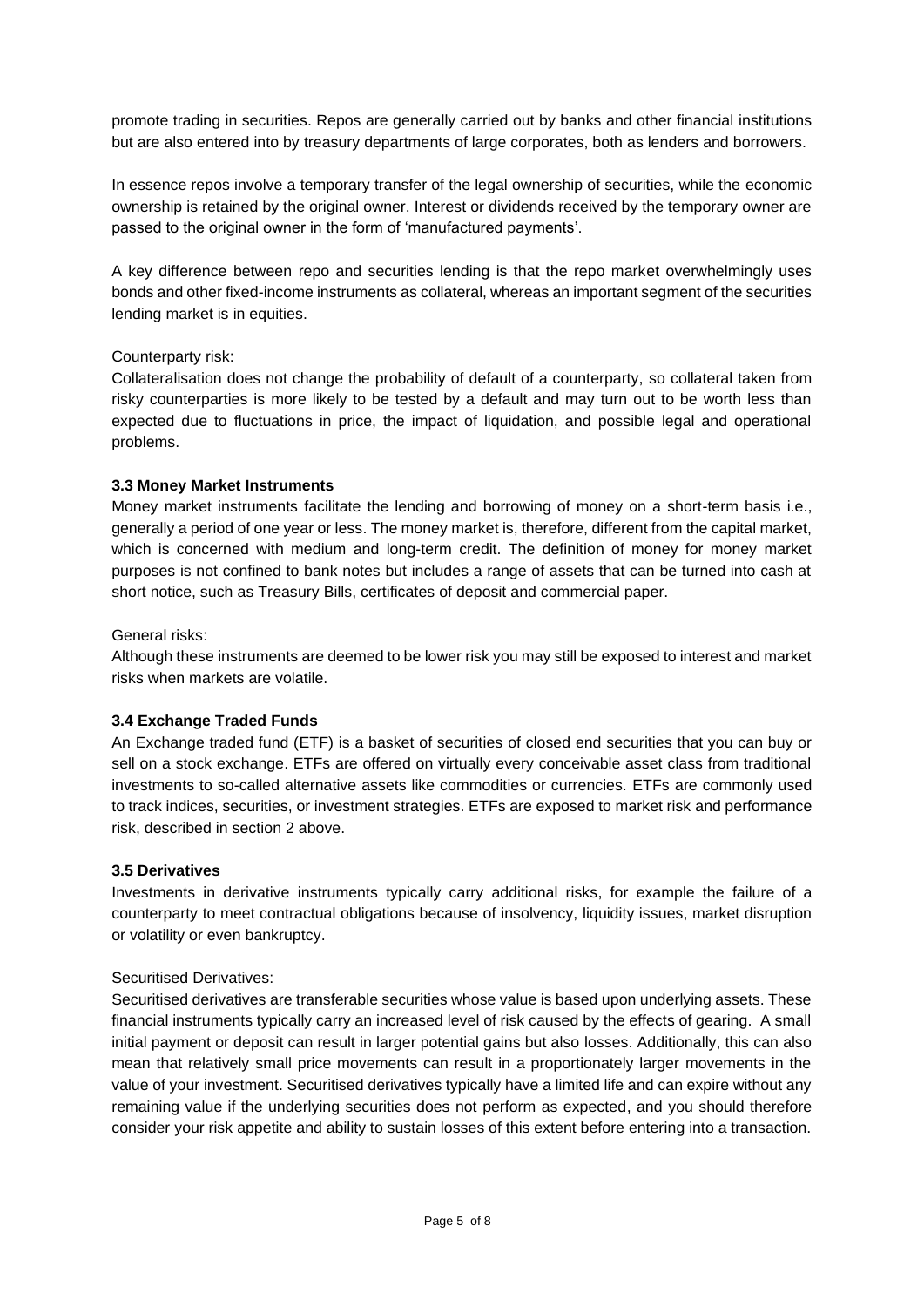promote trading in securities. Repos are generally carried out by banks and other financial institutions but are also entered into by treasury departments of large corporates, both as lenders and borrowers.

In essence repos involve a temporary transfer of the legal ownership of securities, while the economic ownership is retained by the original owner. Interest or dividends received by the temporary owner are passed to the original owner in the form of 'manufactured payments'.

A key difference between repo and securities lending is that the repo market overwhelmingly uses bonds and other fixed-income instruments as collateral, whereas an important segment of the securities lending market is in equities.

Counterparty risk:
Collateralisation does not change the probability of default of a counterparty, so collateral taken from risky counterparties is more likely to be tested by a default and may turn out to be worth less than expected due to fluctuations in price, the impact of liquidation, and possible legal and operational problems.

### 3.3 Money Market Instruments

Money market instruments facilitate the lending and borrowing of money on a short-term basis i.e., generally a period of one year or less. The money market is, therefore, different from the capital market, which is concerned with medium and long-term credit. The definition of money for money market purposes is not confined to bank notes but includes a range of assets that can be turned into cash at short notice, such as Treasury Bills, certificates of deposit and commercial paper.

General risks:
Although these instruments are deemed to be lower risk you may still be exposed to interest and market risks when markets are volatile.

### 3.4 Exchange Traded Funds

An Exchange traded fund (ETF) is a basket of securities of closed end securities that you can buy or sell on a stock exchange. ETFs are offered on virtually every conceivable asset class from traditional investments to so-called alternative assets like commodities or currencies. ETFs are commonly used to track indices, securities, or investment strategies. ETFs are exposed to market risk and performance risk, described in section 2 above.

### 3.5 Derivatives

Investments in derivative instruments typically carry additional risks, for example the failure of a counterparty to meet contractual obligations because of insolvency, liquidity issues, market disruption or volatility or even bankruptcy.

Securitised Derivatives:
Securitised derivatives are transferable securities whose value is based upon underlying assets. These financial instruments typically carry an increased level of risk caused by the effects of gearing. A small initial payment or deposit can result in larger potential gains but also losses. Additionally, this can also mean that relatively small price movements can result in a proportionately larger movements in the value of your investment. Securitised derivatives typically have a limited life and can expire without any remaining value if the underlying securities does not perform as expected, and you should therefore consider your risk appetite and ability to sustain losses of this extent before entering into a transaction.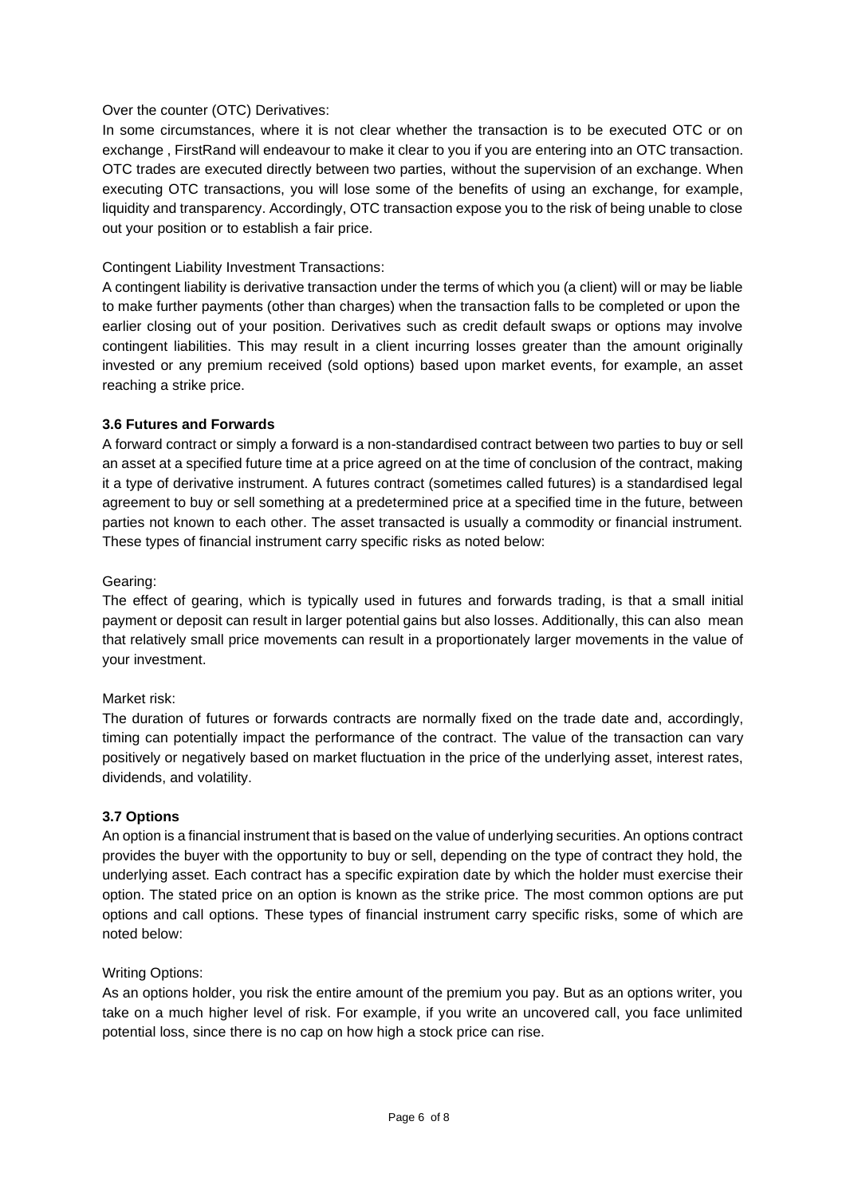Over the counter (OTC) Derivatives:

In some circumstances, where it is not clear whether the transaction is to be executed OTC or on exchange , FirstRand will endeavour to make it clear to you if you are entering into an OTC transaction. OTC trades are executed directly between two parties, without the supervision of an exchange. When executing OTC transactions, you will lose some of the benefits of using an exchange, for example, liquidity and transparency. Accordingly, OTC transaction expose you to the risk of being unable to close out your position or to establish a fair price.

Contingent Liability Investment Transactions:

A contingent liability is derivative transaction under the terms of which you (a client) will or may be liable to make further payments (other than charges) when the transaction falls to be completed or upon the earlier closing out of your position. Derivatives such as credit default swaps or options may involve contingent liabilities. This may result in a client incurring losses greater than the amount originally invested or any premium received (sold options) based upon market events, for example, an asset reaching a strike price.

### 3.6 Futures and Forwards

A forward contract or simply a forward is a non-standardised contract between two parties to buy or sell an asset at a specified future time at a price agreed on at the time of conclusion of the contract, making it a type of derivative instrument. A futures contract (sometimes called futures) is a standardised legal agreement to buy or sell something at a predetermined price at a specified time in the future, between parties not known to each other. The asset transacted is usually a commodity or financial instrument. These types of financial instrument carry specific risks as noted below:

Gearing:

The effect of gearing, which is typically used in futures and forwards trading, is that a small initial payment or deposit can result in larger potential gains but also losses. Additionally, this can also mean that relatively small price movements can result in a proportionately larger movements in the value of your investment.

Market risk:

The duration of futures or forwards contracts are normally fixed on the trade date and, accordingly, timing can potentially impact the performance of the contract. The value of the transaction can vary positively or negatively based on market fluctuation in the price of the underlying asset, interest rates, dividends, and volatility.

### 3.7 Options

An option is a financial instrument that is based on the value of underlying securities. An options contract provides the buyer with the opportunity to buy or sell, depending on the type of contract they hold, the underlying asset. Each contract has a specific expiration date by which the holder must exercise their option. The stated price on an option is known as the strike price. The most common options are put options and call options. These types of financial instrument carry specific risks, some of which are noted below:

Writing Options:

As an options holder, you risk the entire amount of the premium you pay. But as an options writer, you take on a much higher level of risk. For example, if you write an uncovered call, you face unlimited potential loss, since there is no cap on how high a stock price can rise.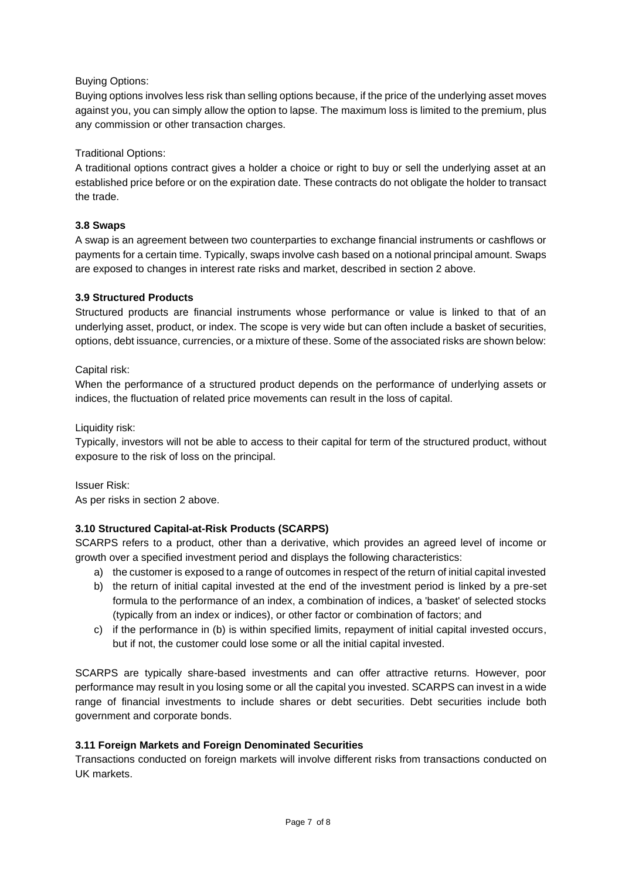Buying Options:

Buying options involves less risk than selling options because, if the price of the underlying asset moves against you, you can simply allow the option to lapse. The maximum loss is limited to the premium, plus any commission or other transaction charges.

Traditional Options:

A traditional options contract gives a holder a choice or right to buy or sell the underlying asset at an established price before or on the expiration date. These contracts do not obligate the holder to transact the trade.

### 3.8 Swaps

A swap is an agreement between two counterparties to exchange financial instruments or cashflows or payments for a certain time. Typically, swaps involve cash based on a notional principal amount. Swaps are exposed to changes in interest rate risks and market, described in section 2 above.

### 3.9 Structured Products

Structured products are financial instruments whose performance or value is linked to that of an underlying asset, product, or index. The scope is very wide but can often include a basket of securities, options, debt issuance, currencies, or a mixture of these. Some of the associated risks are shown below:

Capital risk:

When the performance of a structured product depends on the performance of underlying assets or indices, the fluctuation of related price movements can result in the loss of capital.

Liquidity risk:

Typically, investors will not be able to access to their capital for term of the structured product, without exposure to the risk of loss on the principal.

Issuer Risk:

As per risks in section 2 above.

### 3.10 Structured Capital-at-Risk Products (SCARPS)

SCARPS refers to a product, other than a derivative, which provides an agreed level of income or growth over a specified investment period and displays the following characteristics:

a) the customer is exposed to a range of outcomes in respect of the return of initial capital invested
b) the return of initial capital invested at the end of the investment period is linked by a pre-set formula to the performance of an index, a combination of indices, a 'basket' of selected stocks (typically from an index or indices), or other factor or combination of factors; and
c) if the performance in (b) is within specified limits, repayment of initial capital invested occurs, but if not, the customer could lose some or all the initial capital invested.

SCARPS are typically share-based investments and can offer attractive returns. However, poor performance may result in you losing some or all the capital you invested. SCARPS can invest in a wide range of financial investments to include shares or debt securities. Debt securities include both government and corporate bonds.

### 3.11 Foreign Markets and Foreign Denominated Securities

Transactions conducted on foreign markets will involve different risks from transactions conducted on UK markets.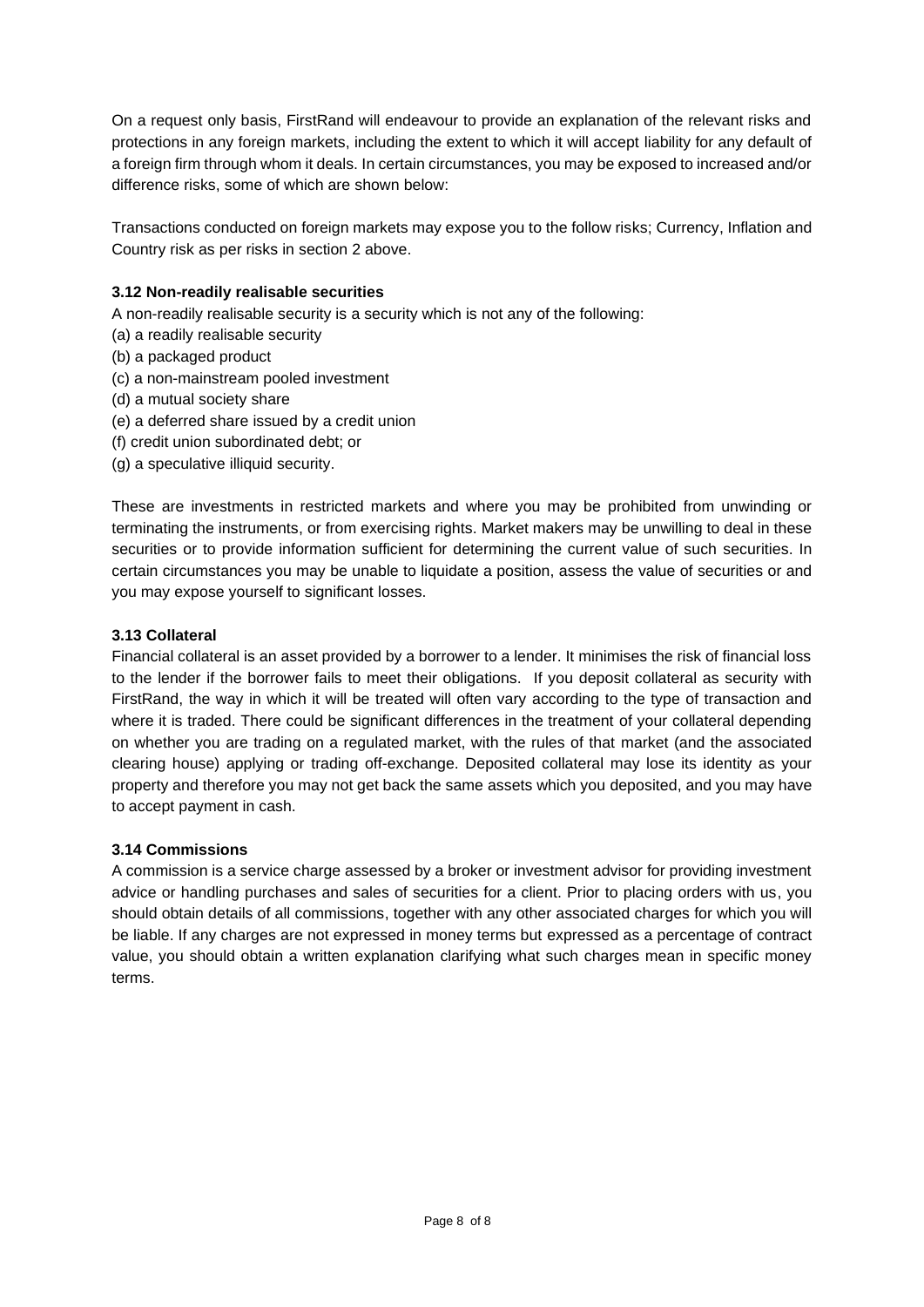On a request only basis, FirstRand will endeavour to provide an explanation of the relevant risks and protections in any foreign markets, including the extent to which it will accept liability for any default of a foreign firm through whom it deals. In certain circumstances, you may be exposed to increased and/or difference risks, some of which are shown below:

Transactions conducted on foreign markets may expose you to the follow risks; Currency, Inflation and Country risk as per risks in section 2 above.

### 3.12 Non-readily realisable securities

A non-readily realisable security is a security which is not any of the following:

(a) a readily realisable security
(b) a packaged product
(c) a non-mainstream pooled investment
(d) a mutual society share
(e) a deferred share issued by a credit union
(f) credit union subordinated debt; or
(g) a speculative illiquid security.

These are investments in restricted markets and where you may be prohibited from unwinding or terminating the instruments, or from exercising rights. Market makers may be unwilling to deal in these securities or to provide information sufficient for determining the current value of such securities. In certain circumstances you may be unable to liquidate a position, assess the value of securities or and you may expose yourself to significant losses.

### 3.13 Collateral

Financial collateral is an asset provided by a borrower to a lender. It minimises the risk of financial loss to the lender if the borrower fails to meet their obligations. If you deposit collateral as security with FirstRand, the way in which it will be treated will often vary according to the type of transaction and where it is traded. There could be significant differences in the treatment of your collateral depending on whether you are trading on a regulated market, with the rules of that market (and the associated clearing house) applying or trading off-exchange. Deposited collateral may lose its identity as your property and therefore you may not get back the same assets which you deposited, and you may have to accept payment in cash.

### 3.14 Commissions

A commission is a service charge assessed by a broker or investment advisor for providing investment advice or handling purchases and sales of securities for a client. Prior to placing orders with us, you should obtain details of all commissions, together with any other associated charges for which you will be liable. If any charges are not expressed in money terms but expressed as a percentage of contract value, you should obtain a written explanation clarifying what such charges mean in specific money terms.